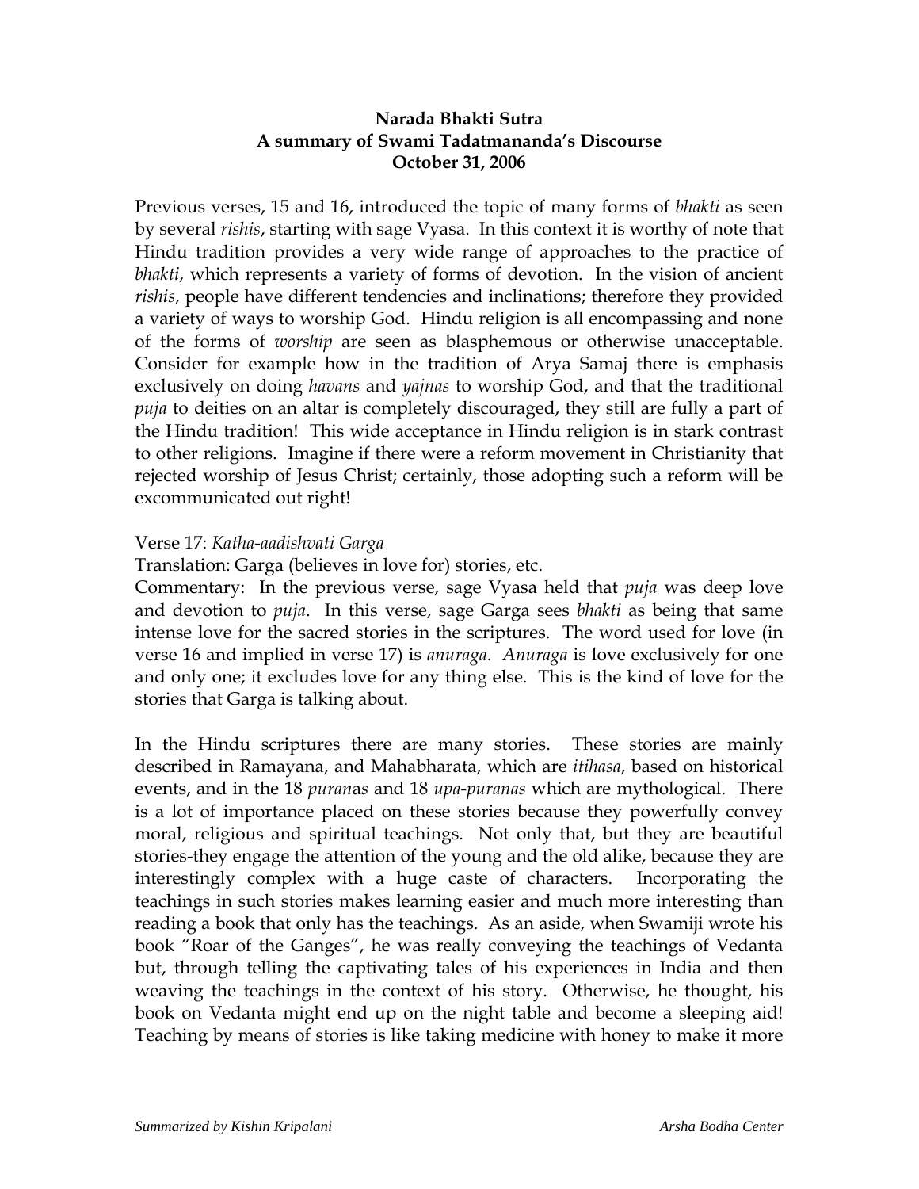**Narada Bhakti Sutra**
**A summary of Swami Tadatmananda's Discourse**
**October 31, 2006**

Previous verses, 15 and 16, introduced the topic of many forms of *bhakti* as seen by several *rishis*, starting with sage Vyasa. In this context it is worthy of note that Hindu tradition provides a very wide range of approaches to the practice of *bhakti*, which represents a variety of forms of devotion. In the vision of ancient *rishis*, people have different tendencies and inclinations; therefore they provided a variety of ways to worship God. Hindu religion is all encompassing and none of the forms of *worship* are seen as blasphemous or otherwise unacceptable. Consider for example how in the tradition of Arya Samaj there is emphasis exclusively on doing *havans* and *yajnas* to worship God, and that the traditional *puja* to deities on an altar is completely discouraged, they still are fully a part of the Hindu tradition! This wide acceptance in Hindu religion is in stark contrast to other religions. Imagine if there were a reform movement in Christianity that rejected worship of Jesus Christ; certainly, those adopting such a reform will be excommunicated out right!

Verse 17: *Katha-aadishvati Garga*

Translation: Garga (believes in love for) stories, etc.

Commentary: In the previous verse, sage Vyasa held that *puja* was deep love and devotion to *puja*. In this verse, sage Garga sees *bhakti* as being that same intense love for the sacred stories in the scriptures. The word used for love (in verse 16 and implied in verse 17) is *anuraga*. *Anuraga* is love exclusively for one and only one; it excludes love for any thing else. This is the kind of love for the stories that Garga is talking about.

In the Hindu scriptures there are many stories. These stories are mainly described in Ramayana, and Mahabharata, which are *itihasa*, based on historical events, and in the 18 *puranas* and 18 *upa-puranas* which are mythological. There is a lot of importance placed on these stories because they powerfully convey moral, religious and spiritual teachings. Not only that, but they are beautiful stories-they engage the attention of the young and the old alike, because they are interestingly complex with a huge caste of characters. Incorporating the teachings in such stories makes learning easier and much more interesting than reading a book that only has the teachings. As an aside, when Swamiji wrote his book "Roar of the Ganges", he was really conveying the teachings of Vedanta but, through telling the captivating tales of his experiences in India and then weaving the teachings in the context of his story. Otherwise, he thought, his book on Vedanta might end up on the night table and become a sleeping aid! Teaching by means of stories is like taking medicine with honey to make it more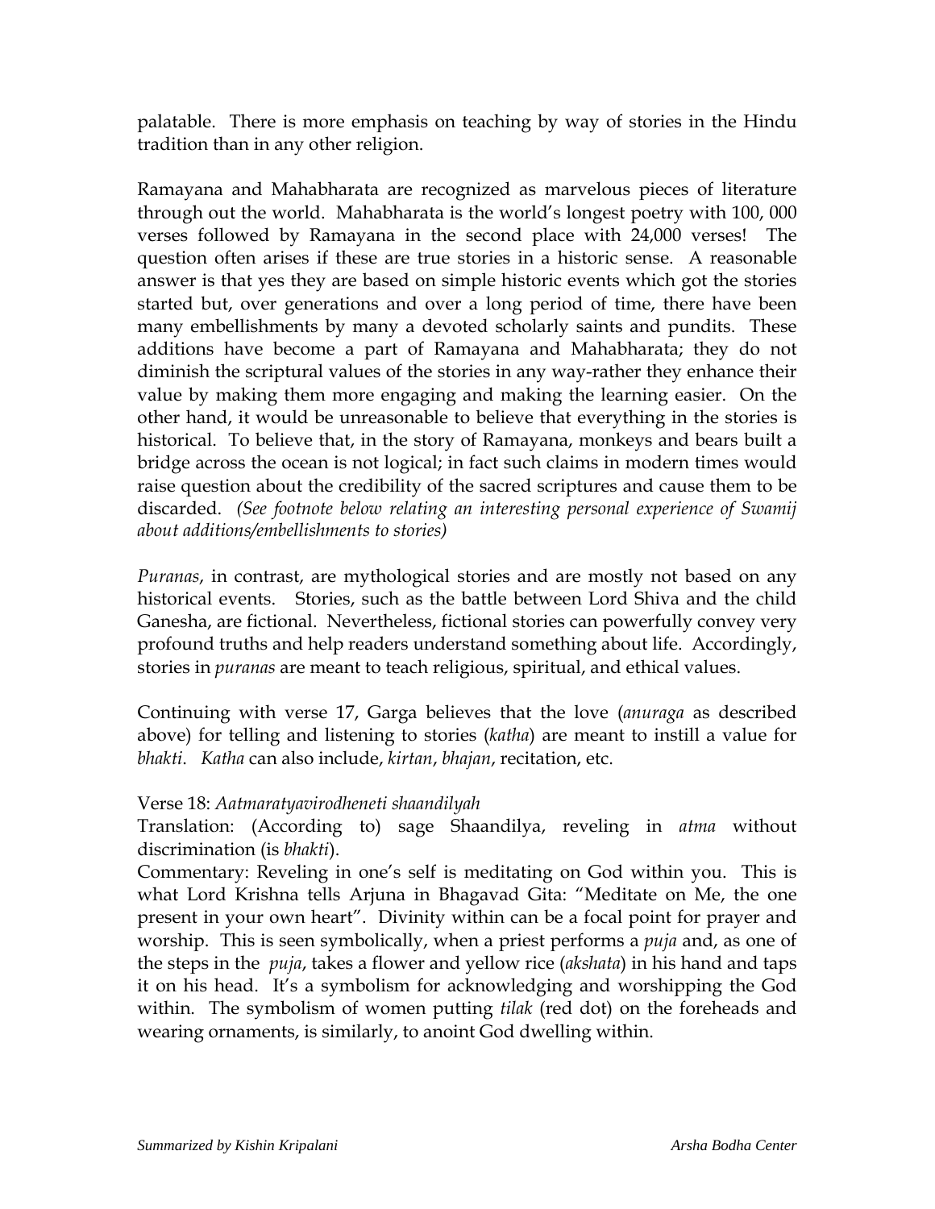palatable. There is more emphasis on teaching by way of stories in the Hindu tradition than in any other religion.

Ramayana and Mahabharata are recognized as marvelous pieces of literature through out the world. Mahabharata is the world's longest poetry with 100, 000 verses followed by Ramayana in the second place with 24,000 verses! The question often arises if these are true stories in a historic sense. A reasonable answer is that yes they are based on simple historic events which got the stories started but, over generations and over a long period of time, there have been many embellishments by many a devoted scholarly saints and pundits. These additions have become a part of Ramayana and Mahabharata; they do not diminish the scriptural values of the stories in any way-rather they enhance their value by making them more engaging and making the learning easier. On the other hand, it would be unreasonable to believe that everything in the stories is historical. To believe that, in the story of Ramayana, monkeys and bears built a bridge across the ocean is not logical; in fact such claims in modern times would raise question about the credibility of the sacred scriptures and cause them to be discarded. *(See footnote below relating an interesting personal experience of Swamij about additions/embellishments to stories)*

*Puranas*, in contrast, are mythological stories and are mostly not based on any historical events. Stories, such as the battle between Lord Shiva and the child Ganesha, are fictional. Nevertheless, fictional stories can powerfully convey very profound truths and help readers understand something about life. Accordingly, stories in *puranas* are meant to teach religious, spiritual, and ethical values.

Continuing with verse 17, Garga believes that the love (*anuraga* as described above) for telling and listening to stories (*katha*) are meant to instill a value for *bhakti*. *Katha* can also include, *kirtan*, *bhajan*, recitation, etc.

Verse 18: *Aatmaratyavirodheneti shaandilyah*
Translation: (According to) sage Shaandilya, reveling in *atma* without discrimination (is *bhakti*).
Commentary: Reveling in one's self is meditating on God within you. This is what Lord Krishna tells Arjuna in Bhagavad Gita: "Meditate on Me, the one present in your own heart". Divinity within can be a focal point for prayer and worship. This is seen symbolically, when a priest performs a *puja* and, as one of the steps in the *puja*, takes a flower and yellow rice (*akshata*) in his hand and taps it on his head. It's a symbolism for acknowledging and worshipping the God within. The symbolism of women putting *tilak* (red dot) on the foreheads and wearing ornaments, is similarly, to anoint God dwelling within.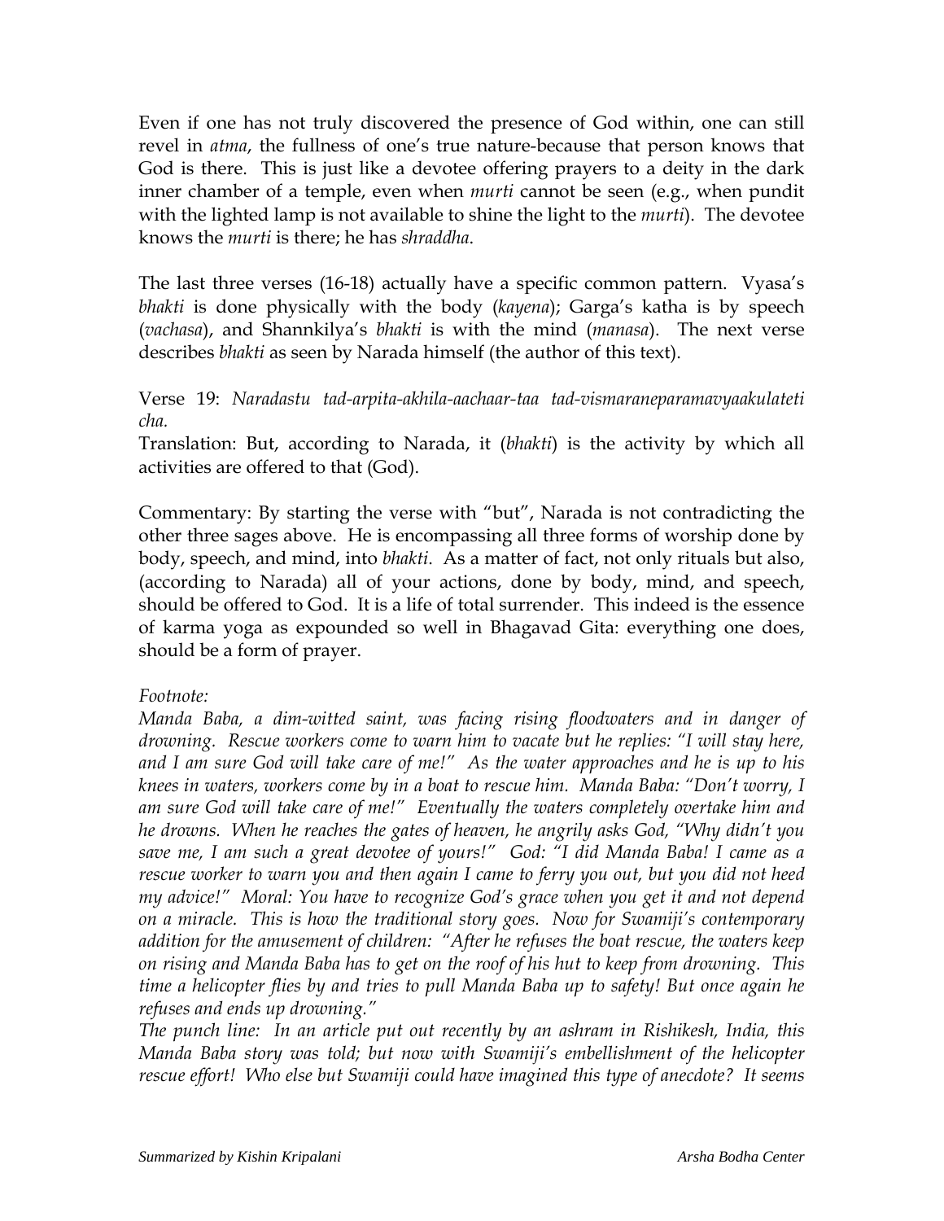Even if one has not truly discovered the presence of God within, one can still revel in *atma*, the fullness of one's true nature-because that person knows that God is there. This is just like a devotee offering prayers to a deity in the dark inner chamber of a temple, even when *murti* cannot be seen (e.g., when pundit with the lighted lamp is not available to shine the light to the *murti*). The devotee knows the *murti* is there; he has *shraddha*.

The last three verses (16-18) actually have a specific common pattern. Vyasa's *bhakti* is done physically with the body (*kayena*); Garga's katha is by speech (*vachasa*), and Shannkilya's *bhakti* is with the mind (*manasa*). The next verse describes *bhakti* as seen by Narada himself (the author of this text).

Verse 19: *Naradastu tad-arpita-akhila-aachaar-taa tad-vismaraneparamavyaakulateti cha.*

Translation: But, according to Narada, it (*bhakti*) is the activity by which all activities are offered to that (God).

Commentary: By starting the verse with "but", Narada is not contradicting the other three sages above. He is encompassing all three forms of worship done by body, speech, and mind, into *bhakti*. As a matter of fact, not only rituals but also, (according to Narada) all of your actions, done by body, mind, and speech, should be offered to God. It is a life of total surrender. This indeed is the essence of karma yoga as expounded so well in Bhagavad Gita: everything one does, should be a form of prayer.

*Footnote:*

*Manda Baba, a dim-witted saint, was facing rising floodwaters and in danger of drowning. Rescue workers come to warn him to vacate but he replies: "I will stay here, and I am sure God will take care of me!" As the water approaches and he is up to his knees in waters, workers come by in a boat to rescue him. Manda Baba: "Don't worry, I am sure God will take care of me!" Eventually the waters completely overtake him and he drowns. When he reaches the gates of heaven, he angrily asks God, "Why didn't you save me, I am such a great devotee of yours!" God: "I did Manda Baba! I came as a rescue worker to warn you and then again I came to ferry you out, but you did not heed my advice!" Moral: You have to recognize God's grace when you get it and not depend on a miracle. This is how the traditional story goes. Now for Swamiji's contemporary addition for the amusement of children: "After he refuses the boat rescue, the waters keep on rising and Manda Baba has to get on the roof of his hut to keep from drowning. This time a helicopter flies by and tries to pull Manda Baba up to safety! But once again he refuses and ends up drowning."*

*The punch line: In an article put out recently by an ashram in Rishikesh, India, this Manda Baba story was told; but now with Swamiji's embellishment of the helicopter rescue effort! Who else but Swamiji could have imagined this type of anecdote? It seems*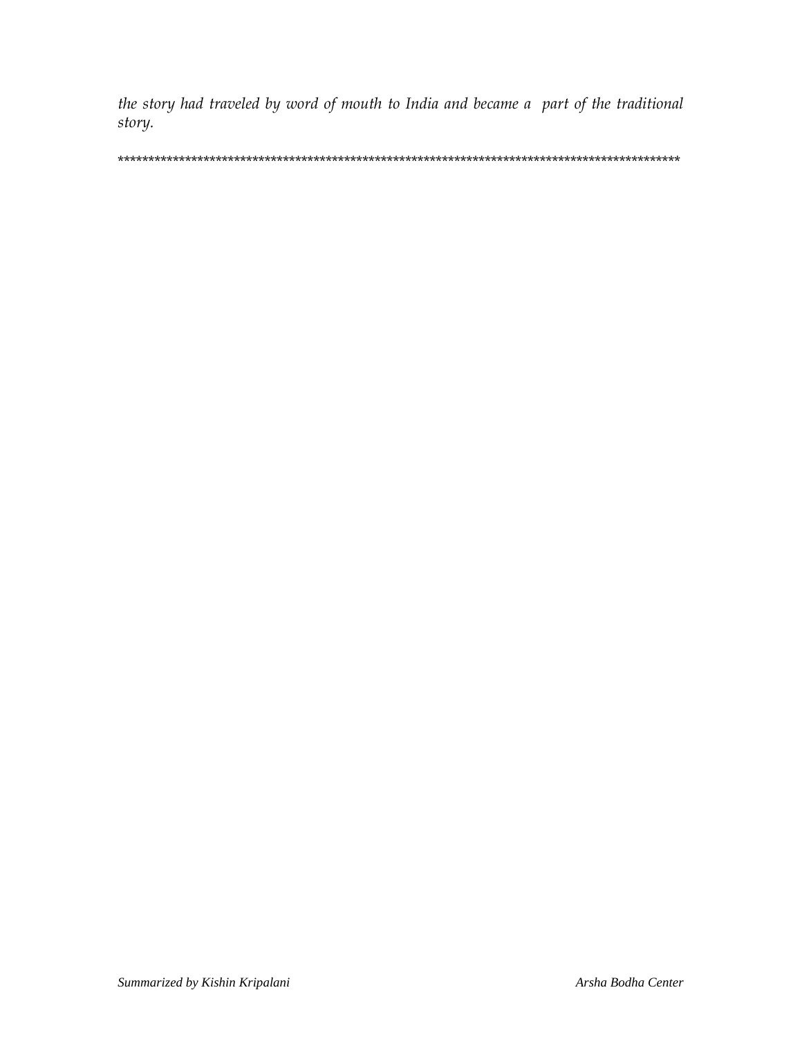*the story had traveled by word of mouth to India and became a part of the traditional story.*

*******************************************************************************************